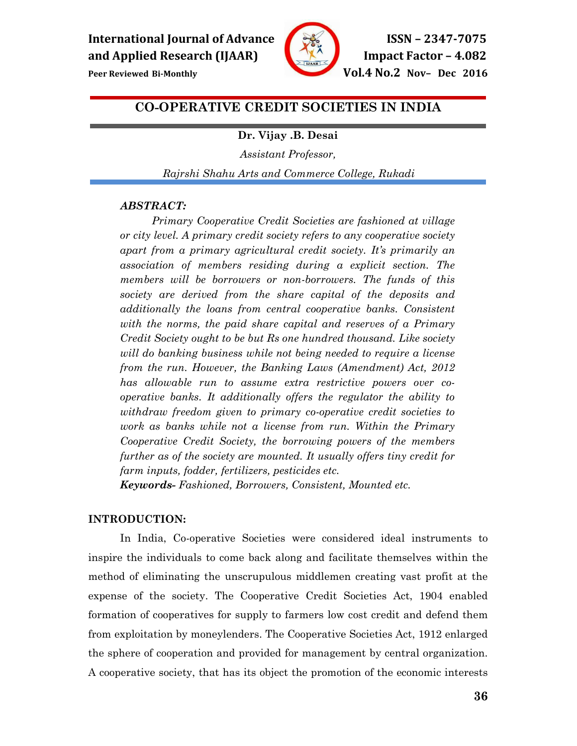# CO-OPERATIVE CREDIT SOCIETIES IN INDIA

**Dr. Vijay .B. Desai**

*Assistant Professor,*

*Rajrshi Shahu Arts and Commerce College, Rukadi*

***ABSTRACT:***

*Primary Cooperative Credit Societies are fashioned at village or city level. A primary credit society refers to any cooperative society apart from a primary agricultural credit society. It's primarily an association of members residing during a explicit section. The members will be borrowers or non-borrowers. The funds of this society are derived from the share capital of the deposits and additionally the loans from central cooperative banks. Consistent with the norms, the paid share capital and reserves of a Primary Credit Society ought to be but Rs one hundred thousand. Like society will do banking business while not being needed to require a license from the run. However, the Banking Laws (Amendment) Act, 2012 has allowable run to assume extra restrictive powers over co-operative banks. It additionally offers the regulator the ability to withdraw freedom given to primary co-operative credit societies to work as banks while not a license from run. Within the Primary Cooperative Credit Society, the borrowing powers of the members further as of the society are mounted. It usually offers tiny credit for farm inputs, fodder, fertilizers, pesticides etc.*

***Keywords-*** *Fashioned, Borrowers, Consistent, Mounted etc.*

## INTRODUCTION:

In India, Co-operative Societies were considered ideal instruments to inspire the individuals to come back along and facilitate themselves within the method of eliminating the unscrupulous middlemen creating vast profit at the expense of the society. The Cooperative Credit Societies Act, 1904 enabled formation of cooperatives for supply to farmers low cost credit and defend them from exploitation by moneylenders. The Cooperative Societies Act, 1912 enlarged the sphere of cooperation and provided for management by central organization. A cooperative society, that has its object the promotion of the economic interests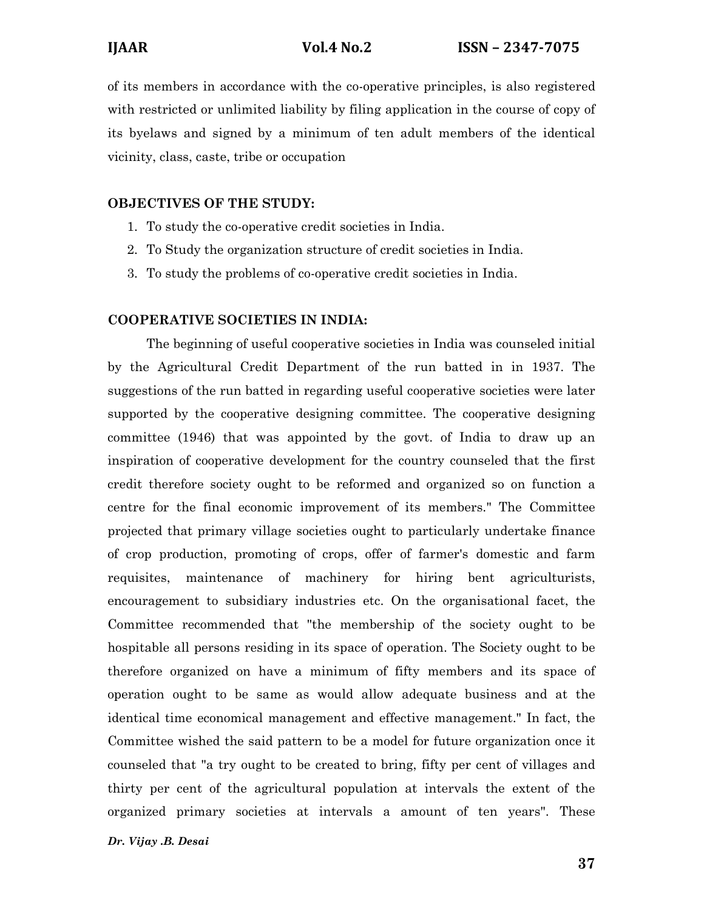of its members in accordance with the co-operative principles, is also registered with restricted or unlimited liability by filing application in the course of copy of its byelaws and signed by a minimum of ten adult members of the identical vicinity, class, caste, tribe or occupation

### OBJECTIVES OF THE STUDY:

1. To study the co-operative credit societies in India.
2. To Study the organization structure of credit societies in India.
3. To study the problems of co-operative credit societies in India.

### COOPERATIVE SOCIETIES IN INDIA:

The beginning of useful cooperative societies in India was counseled initial by the Agricultural Credit Department of the run batted in in 1937. The suggestions of the run batted in regarding useful cooperative societies were later supported by the cooperative designing committee. The cooperative designing committee (1946) that was appointed by the govt. of India to draw up an inspiration of cooperative development for the country counseled that the first credit therefore society ought to be reformed and organized so on function a centre for the final economic improvement of its members." The Committee projected that primary village societies ought to particularly undertake finance of crop production, promoting of crops, offer of farmer's domestic and farm requisites, maintenance of machinery for hiring bent agriculturists, encouragement to subsidiary industries etc. On the organisational facet, the Committee recommended that "the membership of the society ought to be hospitable all persons residing in its space of operation. The Society ought to be therefore organized on have a minimum of fifty members and its space of operation ought to be same as would allow adequate business and at the identical time economical management and effective management." In fact, the Committee wished the said pattern to be a model for future organization once it counseled that "a try ought to be created to bring, fifty per cent of villages and thirty per cent of the agricultural population at intervals the extent of the organized primary societies at intervals a amount of ten years". These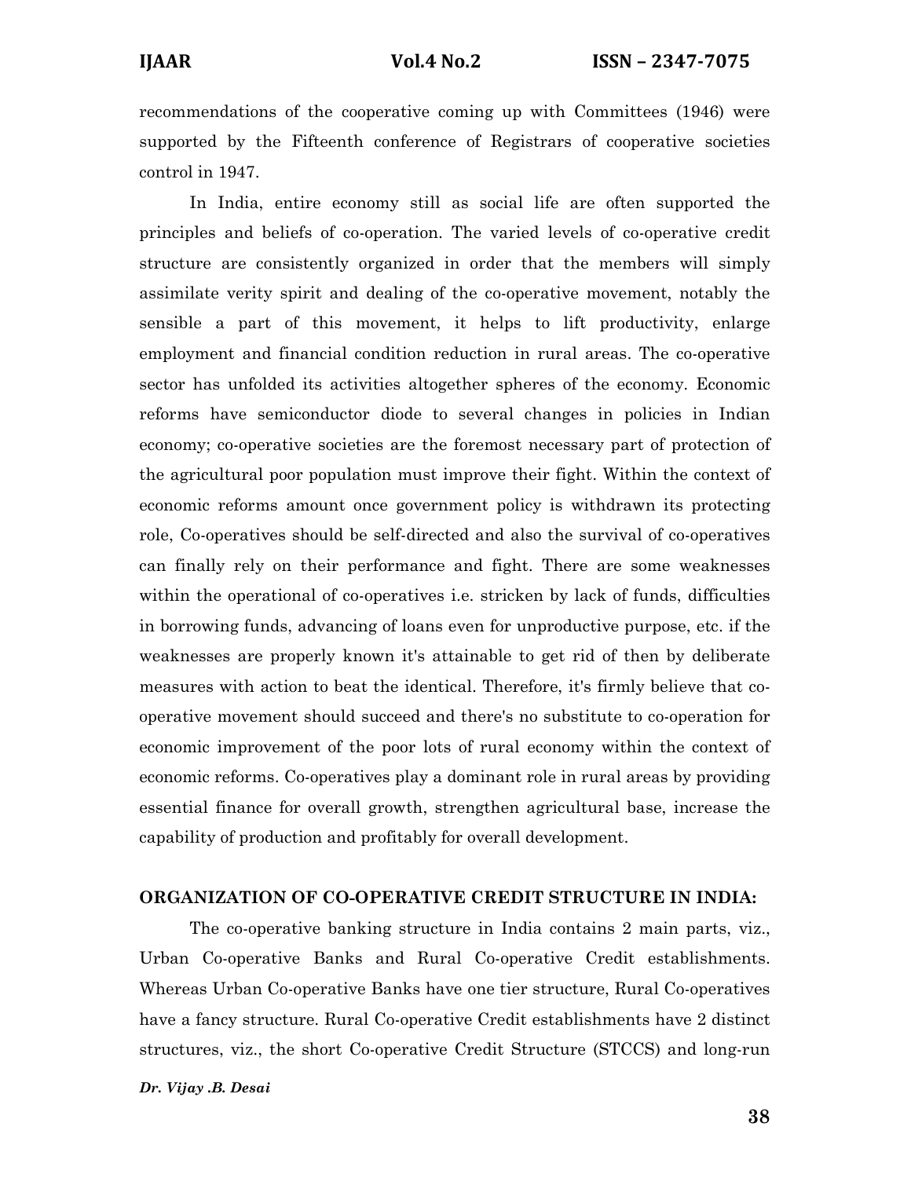recommendations of the cooperative coming up with Committees (1946) were supported by the Fifteenth conference of Registrars of cooperative societies control in 1947.

In India, entire economy still as social life are often supported the principles and beliefs of co-operation. The varied levels of co-operative credit structure are consistently organized in order that the members will simply assimilate verity spirit and dealing of the co-operative movement, notably the sensible a part of this movement, it helps to lift productivity, enlarge employment and financial condition reduction in rural areas. The co-operative sector has unfolded its activities altogether spheres of the economy. Economic reforms have semiconductor diode to several changes in policies in Indian economy; co-operative societies are the foremost necessary part of protection of the agricultural poor population must improve their fight. Within the context of economic reforms amount once government policy is withdrawn its protecting role, Co-operatives should be self-directed and also the survival of co-operatives can finally rely on their performance and fight. There are some weaknesses within the operational of co-operatives i.e. stricken by lack of funds, difficulties in borrowing funds, advancing of loans even for unproductive purpose, etc. if the weaknesses are properly known it's attainable to get rid of then by deliberate measures with action to beat the identical. Therefore, it's firmly believe that co-operative movement should succeed and there's no substitute to co-operation for economic improvement of the poor lots of rural economy within the context of economic reforms. Co-operatives play a dominant role in rural areas by providing essential finance for overall growth, strengthen agricultural base, increase the capability of production and profitably for overall development.

## ORGANIZATION OF CO-OPERATIVE CREDIT STRUCTURE IN INDIA:

The co-operative banking structure in India contains 2 main parts, viz., Urban Co-operative Banks and Rural Co-operative Credit establishments. Whereas Urban Co-operative Banks have one tier structure, Rural Co-operatives have a fancy structure. Rural Co-operative Credit establishments have 2 distinct structures, viz., the short Co-operative Credit Structure (STCCS) and long-run

*Dr. Vijay .B. Desai*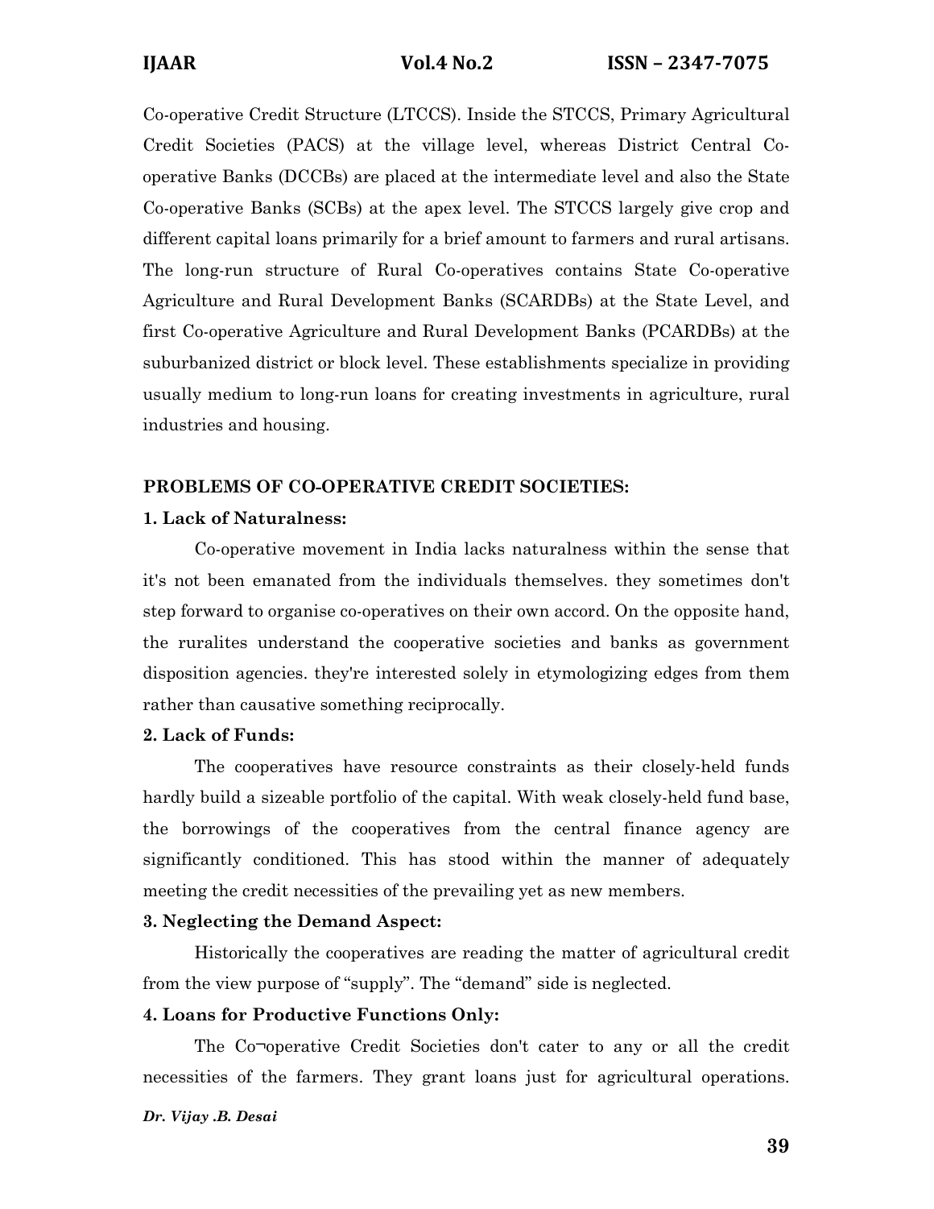Co-operative Credit Structure (LTCCS). Inside the STCCS, Primary Agricultural Credit Societies (PACS) at the village level, whereas District Central Co-operative Banks (DCCBs) are placed at the intermediate level and also the State Co-operative Banks (SCBs) at the apex level. The STCCS largely give crop and different capital loans primarily for a brief amount to farmers and rural artisans. The long-run structure of Rural Co-operatives contains State Co-operative Agriculture and Rural Development Banks (SCARDBs) at the State Level, and first Co-operative Agriculture and Rural Development Banks (PCARDBs) at the suburbanized district or block level. These establishments specialize in providing usually medium to long-run loans for creating investments in agriculture, rural industries and housing.

**PROBLEMS OF CO-OPERATIVE CREDIT SOCIETIES:**

**1. Lack of Naturalness:**

Co-operative movement in India lacks naturalness within the sense that it's not been emanated from the individuals themselves. they sometimes don't step forward to organise co-operatives on their own accord. On the opposite hand, the ruralites understand the cooperative societies and banks as government disposition agencies. they're interested solely in etymologizing edges from them rather than causative something reciprocally.

**2. Lack of Funds:**

The cooperatives have resource constraints as their closely-held funds hardly build a sizeable portfolio of the capital. With weak closely-held fund base, the borrowings of the cooperatives from the central finance agency are significantly conditioned. This has stood within the manner of adequately meeting the credit necessities of the prevailing yet as new members.

**3. Neglecting the Demand Aspect:**

Historically the cooperatives are reading the matter of agricultural credit from the view purpose of "supply". The "demand" side is neglected.

**4. Loans for Productive Functions Only:**

The Co¬operative Credit Societies don't cater to any or all the credit necessities of the farmers. They grant loans just for agricultural operations.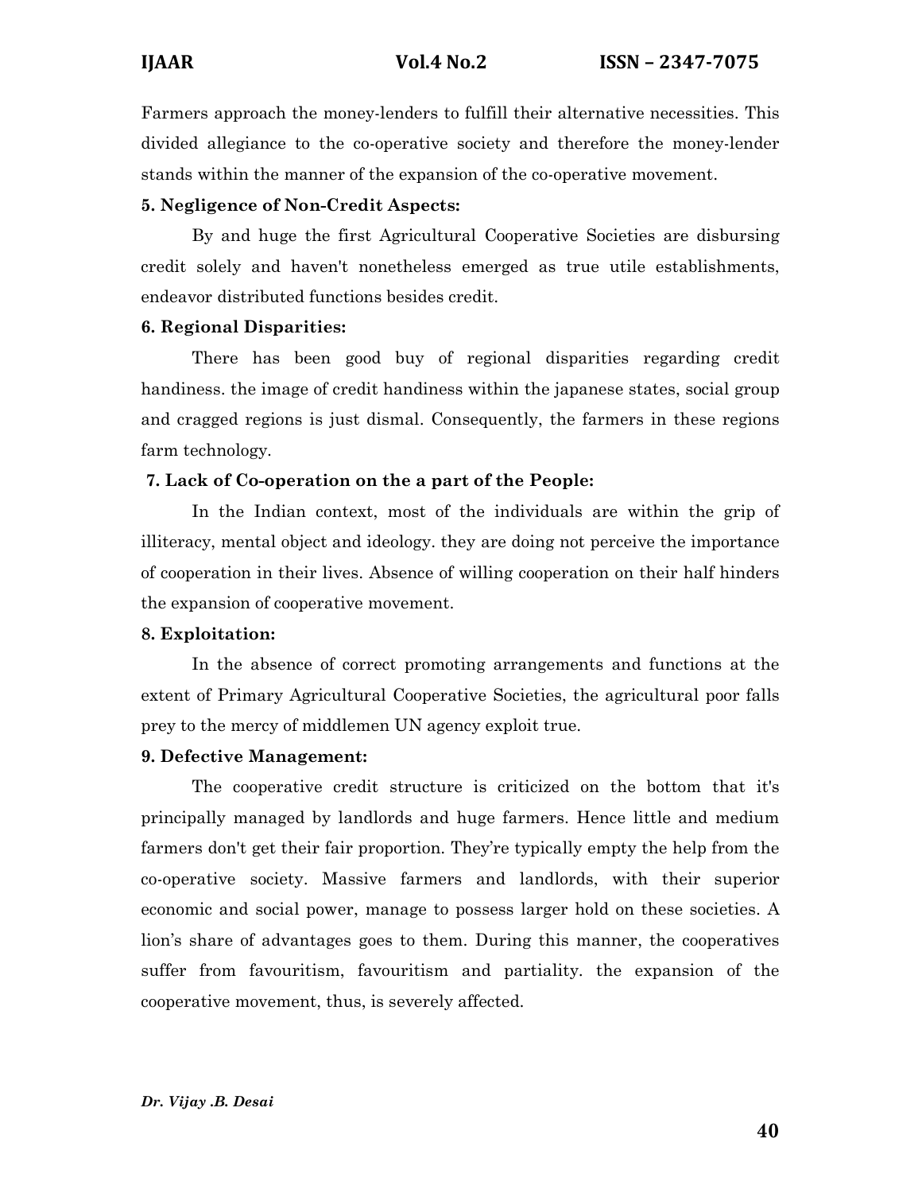Farmers approach the money-lenders to fulfill their alternative necessities. This divided allegiance to the co-operative society and therefore the money-lender stands within the manner of the expansion of the co-operative movement.

**5. Negligence of Non-Credit Aspects:**

By and huge the first Agricultural Cooperative Societies are disbursing credit solely and haven't nonetheless emerged as true utile establishments, endeavor distributed functions besides credit.

**6. Regional Disparities:**

There has been good buy of regional disparities regarding credit handiness. the image of credit handiness within the japanese states, social group and cragged regions is just dismal. Consequently, the farmers in these regions farm technology.

**7. Lack of Co-operation on the a part of the People:**

In the Indian context, most of the individuals are within the grip of illiteracy, mental object and ideology. they are doing not perceive the importance of cooperation in their lives. Absence of willing cooperation on their half hinders the expansion of cooperative movement.

**8. Exploitation:**

In the absence of correct promoting arrangements and functions at the extent of Primary Agricultural Cooperative Societies, the agricultural poor falls prey to the mercy of middlemen UN agency exploit true.

**9. Defective Management:**

The cooperative credit structure is criticized on the bottom that it's principally managed by landlords and huge farmers. Hence little and medium farmers don't get their fair proportion. They're typically empty the help from the co-operative society. Massive farmers and landlords, with their superior economic and social power, manage to possess larger hold on these societies. A lion's share of advantages goes to them. During this manner, the cooperatives suffer from favouritism, favouritism and partiality. the expansion of the cooperative movement, thus, is severely affected.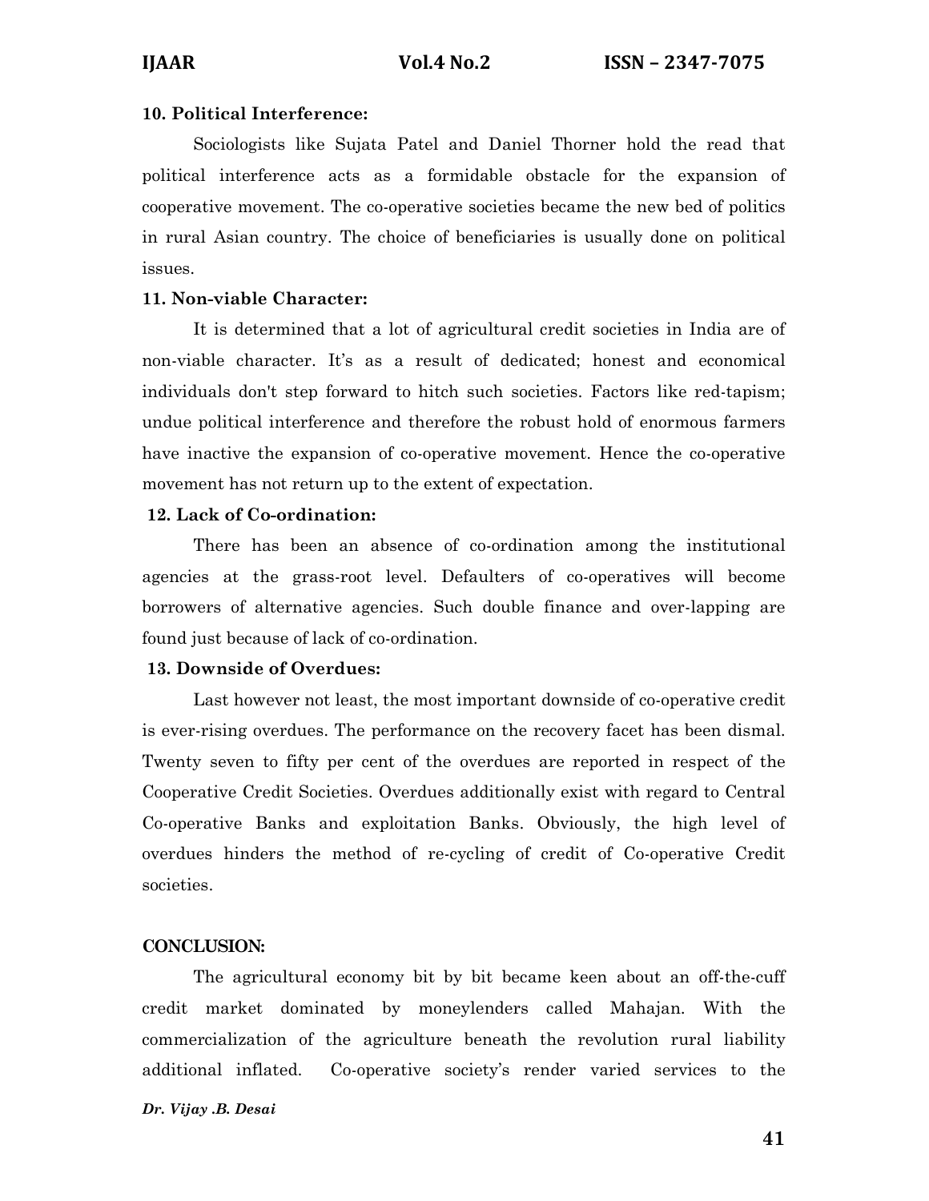**10. Political Interference:**

Sociologists like Sujata Patel and Daniel Thorner hold the read that political interference acts as a formidable obstacle for the expansion of cooperative movement. The co-operative societies became the new bed of politics in rural Asian country. The choice of beneficiaries is usually done on political issues.

**11. Non-viable Character:**

It is determined that a lot of agricultural credit societies in India are of non-viable character. It's as a result of dedicated; honest and economical individuals don't step forward to hitch such societies. Factors like red-tapism; undue political interference and therefore the robust hold of enormous farmers have inactive the expansion of co-operative movement. Hence the co-operative movement has not return up to the extent of expectation.

**12. Lack of Co-ordination:**

There has been an absence of co-ordination among the institutional agencies at the grass-root level. Defaulters of co-operatives will become borrowers of alternative agencies. Such double finance and over-lapping are found just because of lack of co-ordination.

**13. Downside of Overdues:**

Last however not least, the most important downside of co-operative credit is ever-rising overdues. The performance on the recovery facet has been dismal. Twenty seven to fifty per cent of the overdues are reported in respect of the Cooperative Credit Societies. Overdues additionally exist with regard to Central Co-operative Banks and exploitation Banks. Obviously, the high level of overdues hinders the method of re-cycling of credit of Co-operative Credit societies.

**CONCLUSION:**

The agricultural economy bit by bit became keen about an off-the-cuff credit market dominated by moneylenders called Mahajan. With the commercialization of the agriculture beneath the revolution rural liability additional inflated. Co-operative society's render varied services to the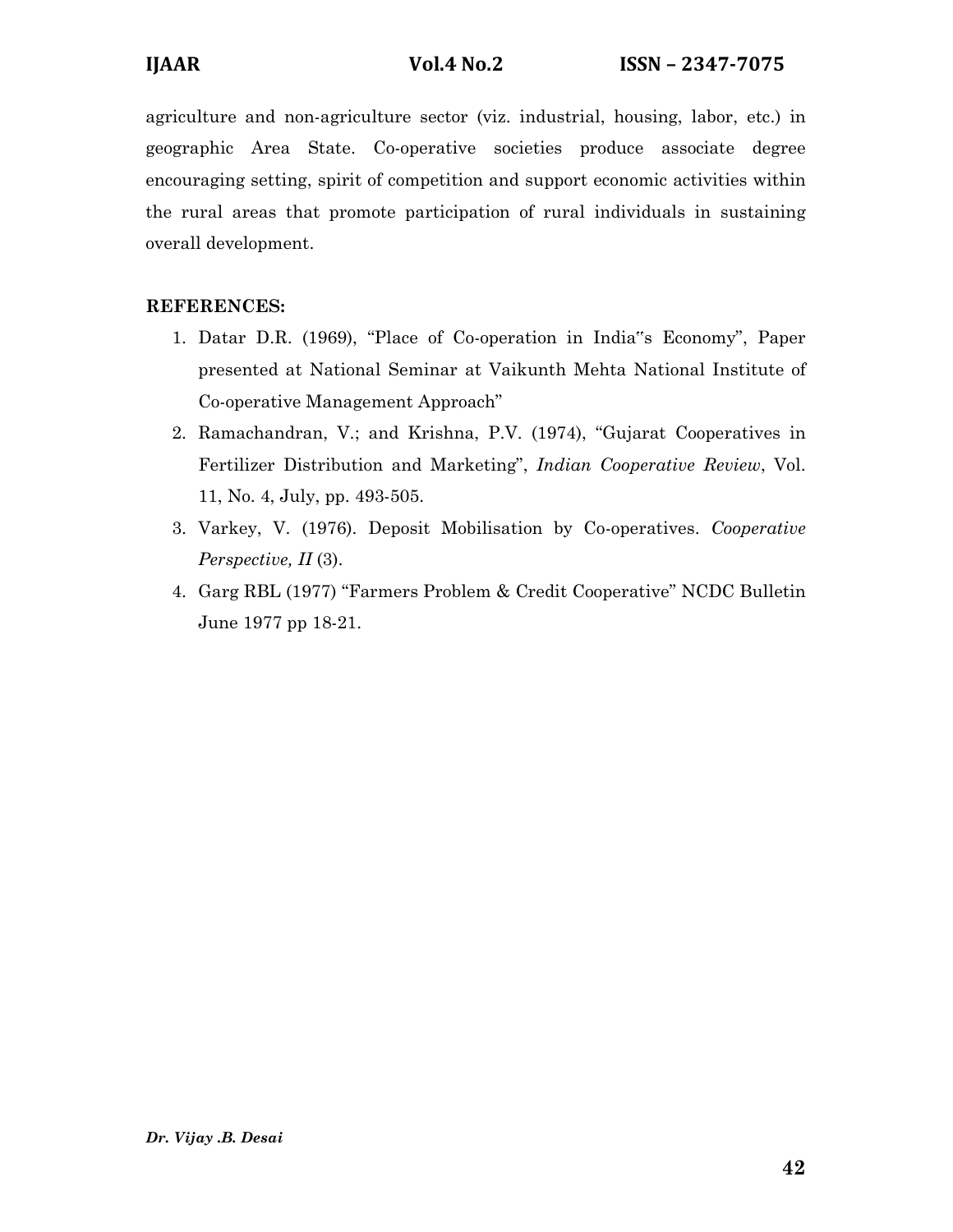agriculture and non-agriculture sector (viz. industrial, housing, labor, etc.) in geographic Area State. Co-operative societies produce associate degree encouraging setting, spirit of competition and support economic activities within the rural areas that promote participation of rural individuals in sustaining overall development.

**REFERENCES:**

1. Datar D.R. (1969), "Place of Co-operation in India"s Economy", Paper presented at National Seminar at Vaikunth Mehta National Institute of Co-operative Management Approach"
2. Ramachandran, V.; and Krishna, P.V. (1974), "Gujarat Cooperatives in Fertilizer Distribution and Marketing", *Indian Cooperative Review*, Vol. 11, No. 4, July, pp. 493-505.
3. Varkey, V. (1976). Deposit Mobilisation by Co-operatives. *Cooperative Perspective, II* (3).
4. Garg RBL (1977) "Farmers Problem & Credit Cooperative" NCDC Bulletin June 1977 pp 18-21.